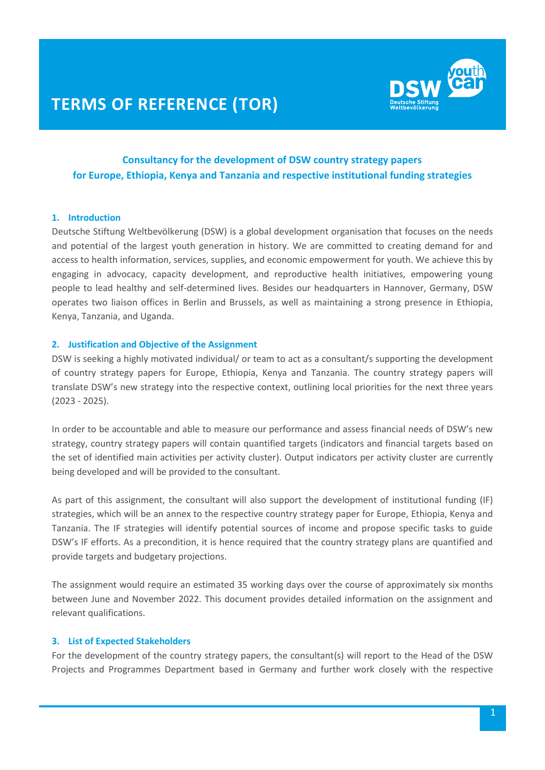# TERMS OF REFERENCE (TOR)

**Consultancy for the development of DSW country strategy papers for Europe, Ethiopia, Kenya and Tanzania and respective institutional funding strategies**

## 1. Introduction

Deutsche Stiftung Weltbevölkerung (DSW) is a global development organisation that focuses on the needs and potential of the largest youth generation in history. We are committed to creating demand for and access to health information, services, supplies, and economic empowerment for youth. We achieve this by engaging in advocacy, capacity development, and reproductive health initiatives, empowering young people to lead healthy and self-determined lives. Besides our headquarters in Hannover, Germany, DSW operates two liaison offices in Berlin and Brussels, as well as maintaining a strong presence in Ethiopia, Kenya, Tanzania, and Uganda.

## 2. Justification and Objective of the Assignment

DSW is seeking a highly motivated individual/ or team to act as a consultant/s supporting the development of country strategy papers for Europe, Ethiopia, Kenya and Tanzania. The country strategy papers will translate DSW's new strategy into the respective context, outlining local priorities for the next three years (2023 - 2025).

In order to be accountable and able to measure our performance and assess financial needs of DSW's new strategy, country strategy papers will contain quantified targets (indicators and financial targets based on the set of identified main activities per activity cluster). Output indicators per activity cluster are currently being developed and will be provided to the consultant.

As part of this assignment, the consultant will also support the development of institutional funding (IF) strategies, which will be an annex to the respective country strategy paper for Europe, Ethiopia, Kenya and Tanzania. The IF strategies will identify potential sources of income and propose specific tasks to guide DSW's IF efforts. As a precondition, it is hence required that the country strategy plans are quantified and provide targets and budgetary projections.

The assignment would require an estimated 35 working days over the course of approximately six months between June and November 2022. This document provides detailed information on the assignment and relevant qualifications.

## 3. List of Expected Stakeholders

For the development of the country strategy papers, the consultant(s) will report to the Head of the DSW Projects and Programmes Department based in Germany and further work closely with the respective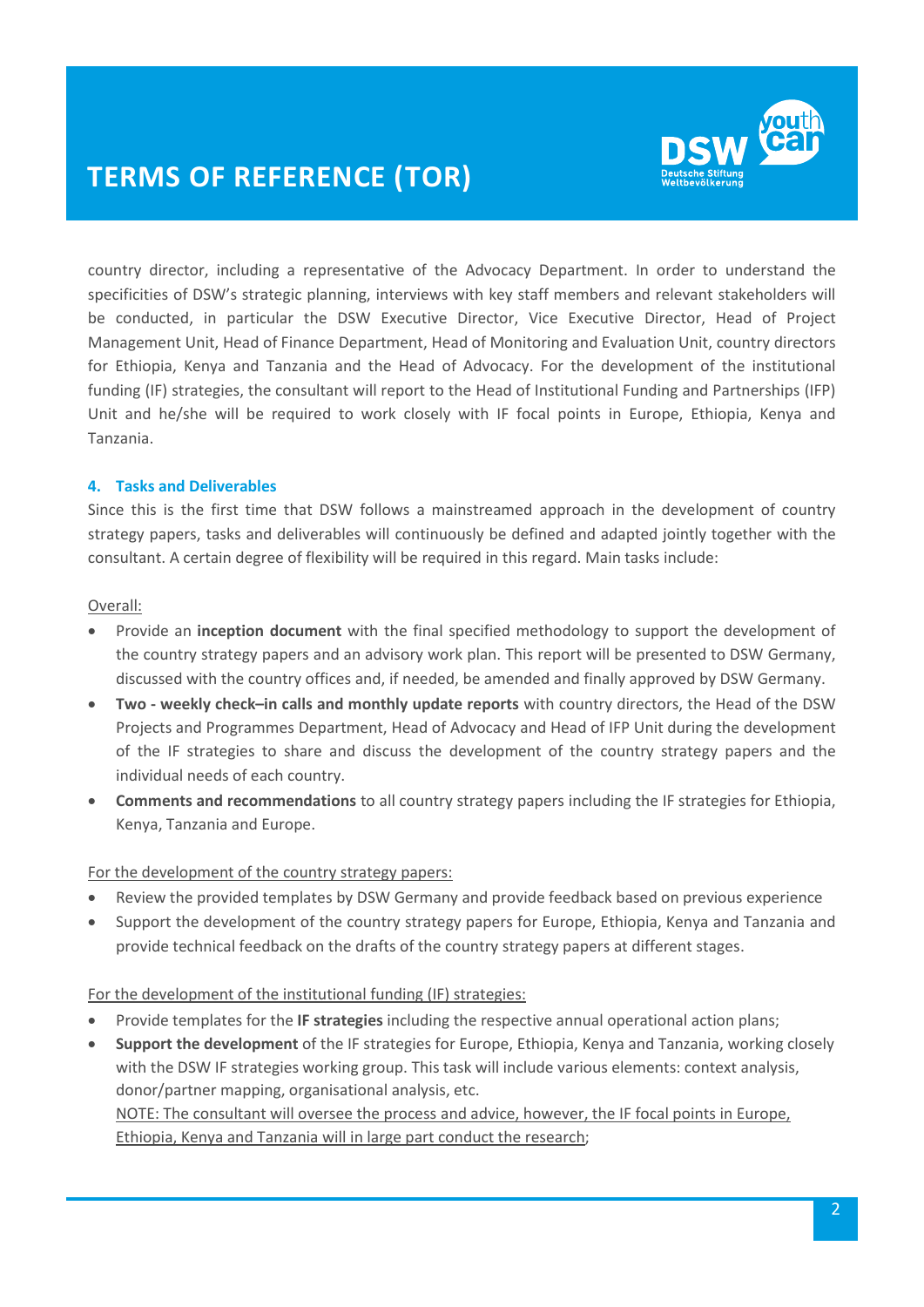country director, including a representative of the Advocacy Department. In order to understand the specificities of DSW's strategic planning, interviews with key staff members and relevant stakeholders will be conducted, in particular the DSW Executive Director, Vice Executive Director, Head of Project Management Unit, Head of Finance Department, Head of Monitoring and Evaluation Unit, country directors for Ethiopia, Kenya and Tanzania and the Head of Advocacy. For the development of the institutional funding (IF) strategies, the consultant will report to the Head of Institutional Funding and Partnerships (IFP) Unit and he/she will be required to work closely with IF focal points in Europe, Ethiopia, Kenya and Tanzania.

## 4. Tasks and Deliverables

Since this is the first time that DSW follows a mainstreamed approach in the development of country strategy papers, tasks and deliverables will continuously be defined and adapted jointly together with the consultant. A certain degree of flexibility will be required in this regard. Main tasks include:

<u>Overall:</u>

- Provide an **inception document** with the final specified methodology to support the development of the country strategy papers and an advisory work plan. This report will be presented to DSW Germany, discussed with the country offices and, if needed, be amended and finally approved by DSW Germany.
- **Two - weekly check–in calls and monthly update reports** with country directors, the Head of the DSW Projects and Programmes Department, Head of Advocacy and Head of IFP Unit during the development of the IF strategies to share and discuss the development of the country strategy papers and the individual needs of each country.
- **Comments and recommendations** to all country strategy papers including the IF strategies for Ethiopia, Kenya, Tanzania and Europe.

<u>For the development of the country strategy papers:</u>

- Review the provided templates by DSW Germany and provide feedback based on previous experience
- Support the development of the country strategy papers for Europe, Ethiopia, Kenya and Tanzania and provide technical feedback on the drafts of the country strategy papers at different stages.

<u>For the development of the institutional funding (IF) strategies:</u>

- Provide templates for the **IF strategies** including the respective annual operational action plans;
- **Support the development** of the IF strategies for Europe, Ethiopia, Kenya and Tanzania, working closely with the DSW IF strategies working group. This task will include various elements: context analysis, donor/partner mapping, organisational analysis, etc.
  <u>NOTE: The consultant will oversee the process and advice, however, the IF focal points in Europe, Ethiopia, Kenya and Tanzania will in large part conduct the research</u>;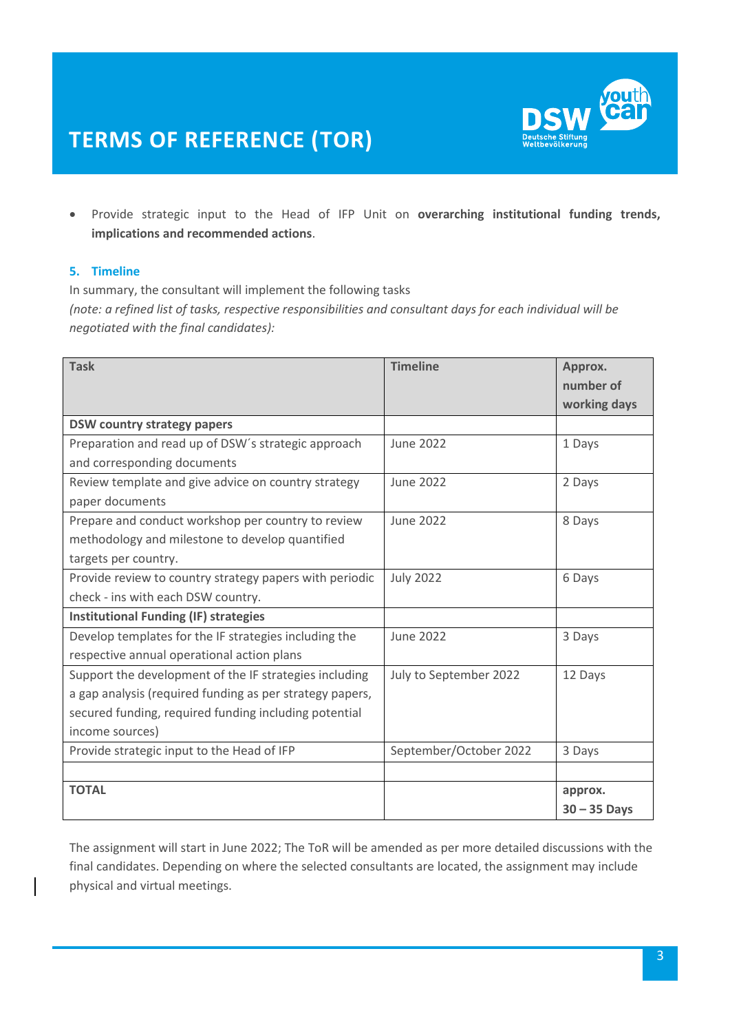- Provide strategic input to the Head of IFP Unit on **overarching institutional funding trends, implications and recommended actions**.

## 5. Timeline

In summary, the consultant will implement the following tasks
*(note: a refined list of tasks, respective responsibilities and consultant days for each individual will be negotiated with the final candidates):*

| Task | Timeline | Approx. number of working days |
|---|---|---|
| **DSW country strategy papers** | | |
| Preparation and read up of DSW´s strategic approach and corresponding documents | June 2022 | 1 Days |
| Review template and give advice on country strategy paper documents | June 2022 | 2 Days |
| Prepare and conduct workshop per country to review methodology and milestone to develop quantified targets per country. | June 2022 | 8 Days |
| Provide review to country strategy papers with periodic check - ins with each DSW country. | July 2022 | 6 Days |
| **Institutional Funding (IF) strategies** | | |
| Develop templates for the IF strategies including the respective annual operational action plans | June 2022 | 3 Days |
| Support the development of the IF strategies including a gap analysis (required funding as per strategy papers, secured funding, required funding including potential income sources) | July to September 2022 | 12 Days |
| Provide strategic input to the Head of IFP | September/October 2022 | 3 Days |
| | | |
| **TOTAL** | | **approx. 30 – 35 Days** |

The assignment will start in June 2022; The ToR will be amended as per more detailed discussions with the final candidates. Depending on where the selected consultants are located, the assignment may include physical and virtual meetings.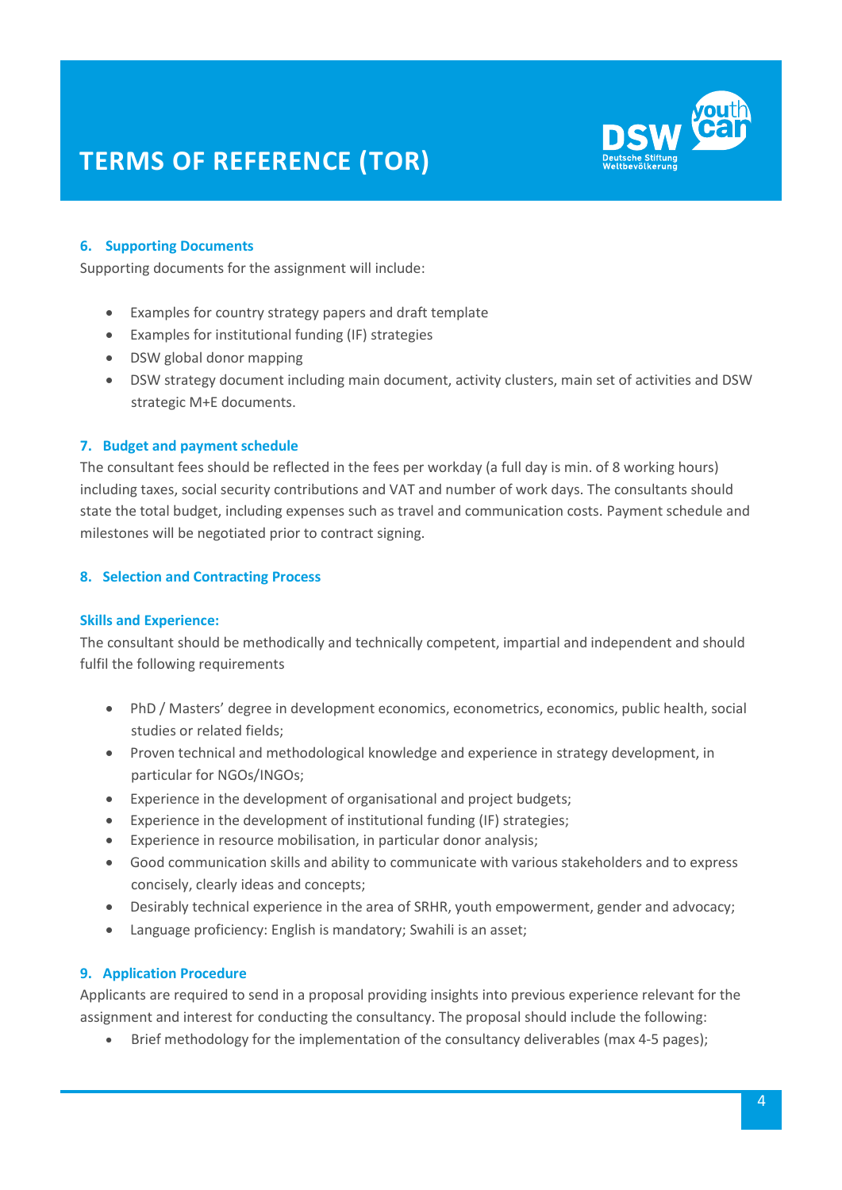### 6. Supporting Documents

Supporting documents for the assignment will include:

- Examples for country strategy papers and draft template
- Examples for institutional funding (IF) strategies
- DSW global donor mapping
- DSW strategy document including main document, activity clusters, main set of activities and DSW strategic M+E documents.

### 7. Budget and payment schedule

The consultant fees should be reflected in the fees per workday (a full day is min. of 8 working hours) including taxes, social security contributions and VAT and number of work days. The consultants should state the total budget, including expenses such as travel and communication costs. Payment schedule and milestones will be negotiated prior to contract signing.

### 8. Selection and Contracting Process

#### Skills and Experience:

The consultant should be methodically and technically competent, impartial and independent and should fulfil the following requirements

- PhD / Masters' degree in development economics, econometrics, economics, public health, social studies or related fields;
- Proven technical and methodological knowledge and experience in strategy development, in particular for NGOs/INGOs;
- Experience in the development of organisational and project budgets;
- Experience in the development of institutional funding (IF) strategies;
- Experience in resource mobilisation, in particular donor analysis;
- Good communication skills and ability to communicate with various stakeholders and to express concisely, clearly ideas and concepts;
- Desirably technical experience in the area of SRHR, youth empowerment, gender and advocacy;
- Language proficiency: English is mandatory; Swahili is an asset;

### 9. Application Procedure

Applicants are required to send in a proposal providing insights into previous experience relevant for the assignment and interest for conducting the consultancy. The proposal should include the following:

- Brief methodology for the implementation of the consultancy deliverables (max 4-5 pages);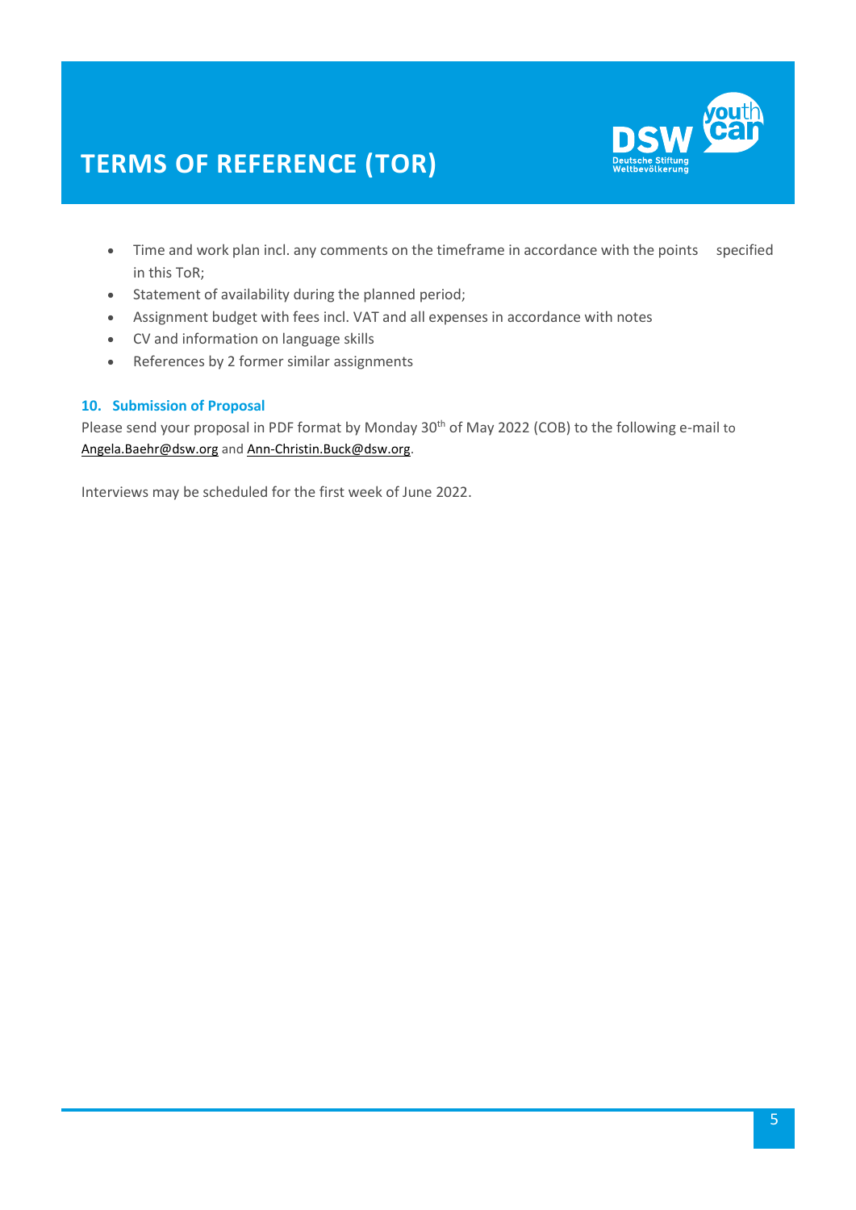- Time and work plan incl. any comments on the timeframe in accordance with the points specified in this ToR;
- Statement of availability during the planned period;
- Assignment budget with fees incl. VAT and all expenses in accordance with notes
- CV and information on language skills
- References by 2 former similar assignments

### 10. Submission of Proposal

Please send your proposal in PDF format by Monday 30th of May 2022 (COB) to the following e-mail to Angela.Baehr@dsw.org and Ann-Christin.Buck@dsw.org.

Interviews may be scheduled for the first week of June 2022.